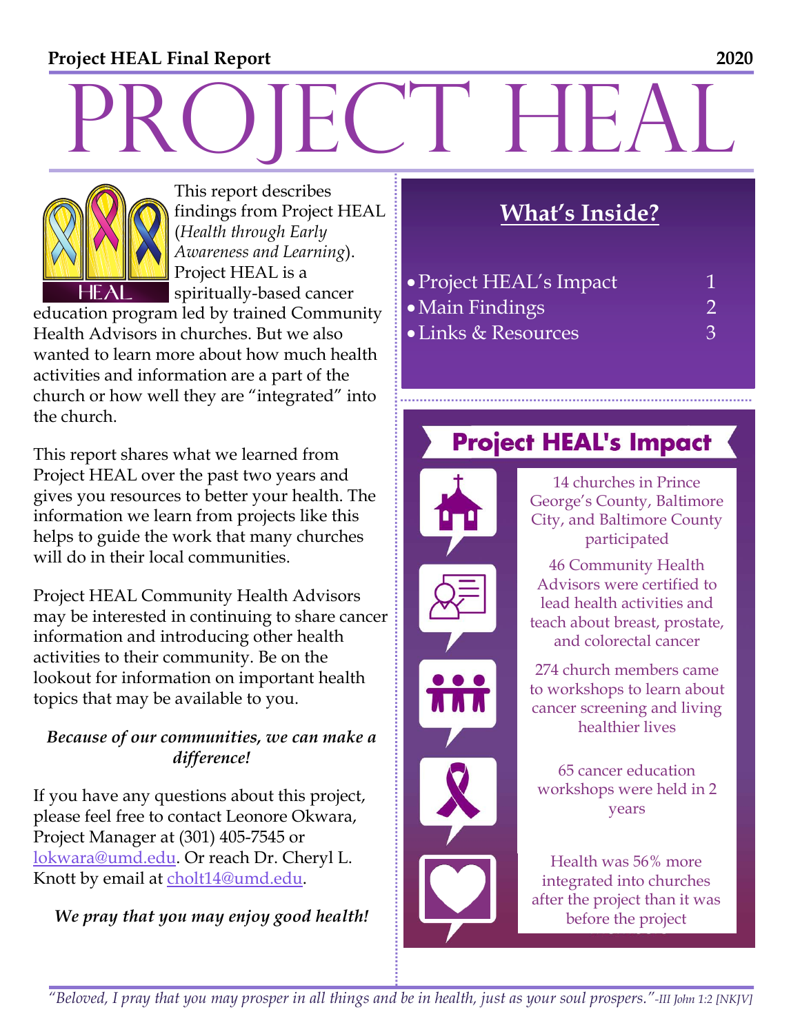**Project HEAL Final Report** **2020**

# PROJECT HEAL

This report describes findings from Project HEAL (*Health through Early Awareness and Learning*). Project HEAL is a spiritually-based cancer education program led by trained Community Health Advisors in churches. But we also wanted to learn more about how much health activities and information are a part of the church or how well they are "integrated" into the church.

This report shares what we learned from Project HEAL over the past two years and gives you resources to better your health. The information we learn from projects like this helps to guide the work that many churches will do in their local communities.

Project HEAL Community Health Advisors may be interested in continuing to share cancer information and introducing other health activities to their community. Be on the lookout for information on important health topics that may be available to you.

***Because of our communities, we can make a difference!***

If you have any questions about this project, please feel free to contact Leonore Okwara, Project Manager at (301) 405-7545 or lokwara@umd.edu. Or reach Dr. Cheryl L. Knott by email at cholt14@umd.edu.

***We pray that you may enjoy good health!***

## What's Inside?

- Project HEAL's Impact 1
- Main Findings 2
- Links & Resources 3

## Project HEAL's Impact

- 14 churches in Prince George's County, Baltimore City, and Baltimore County participated
- 46 Community Health Advisors were certified to lead health activities and teach about breast, prostate, and colorectal cancer
- 274 church members came to workshops to learn about cancer screening and living healthier lives
- 65 cancer education workshops were held in 2 years
- Health was 56% more integrated into churches after the project than it was before the project

*"Beloved, I pray that you may prosper in all things and be in health, just as your soul prospers."-III John 1:2 [NKJV]*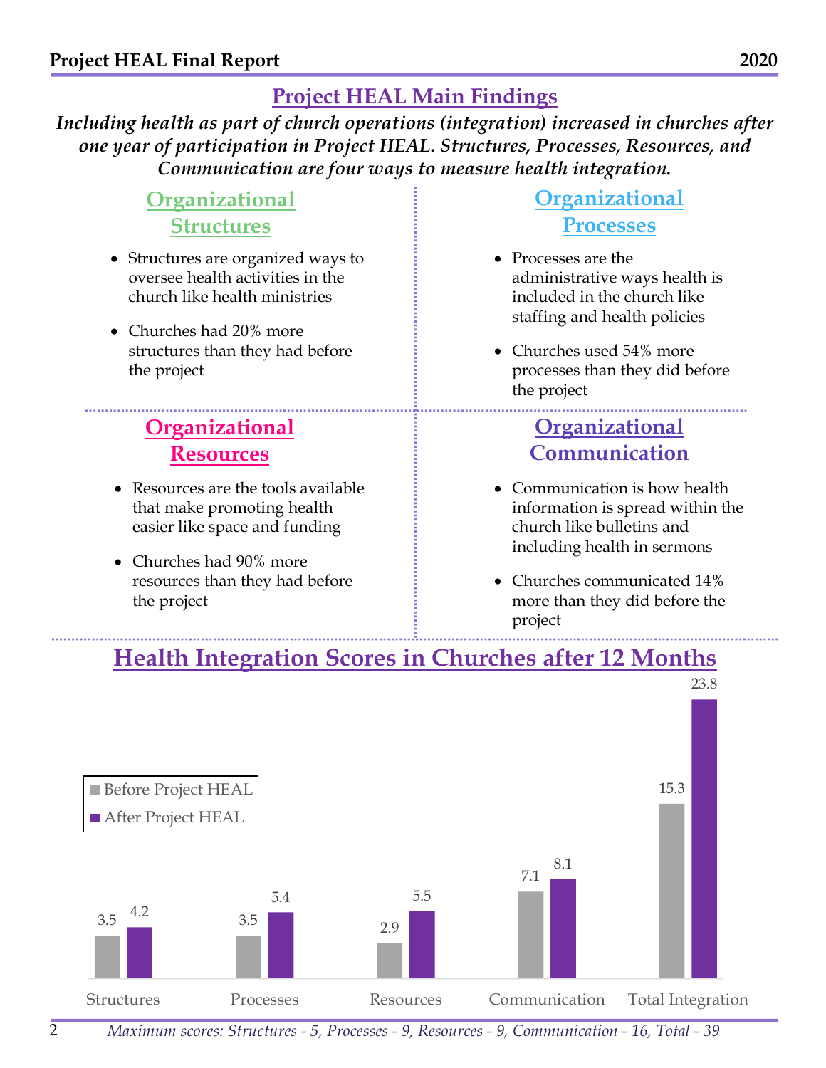## Project HEAL Main Findings

***Including health as part of church operations (integration) increased in churches after one year of participation in Project HEAL. Structures, Processes, Resources, and Communication are four ways to measure health integration.***

### Organizational Structures

- Structures are organized ways to oversee health activities in the church like health ministries
- Churches had 20% more structures than they had before the project

### Organizational Processes

- Processes are the administrative ways health is included in the church like staffing and health policies
- Churches used 54% more processes than they did before the project

### Organizational Resources

- Resources are the tools available that make promoting health easier like space and funding
- Churches had 90% more resources than they had before the project

### Organizational Communication

- Communication is how health information is spread within the church like bulletins and including health in sermons
- Churches communicated 14% more than they did before the project

## Health Integration Scores in Churches after 12 Months

| | Before Project HEAL | After Project HEAL |
|---|---|---|
| Structures | 3.5 | 4.2 |
| Processes | 3.5 | 5.4 |
| Resources | 2.9 | 5.5 |
| Communication | 7.1 | 8.1 |
| Total Integration | 15.3 | 23.8 |

*Maximum scores: Structures - 5, Processes - 9, Resources - 9, Communication - 16, Total - 39*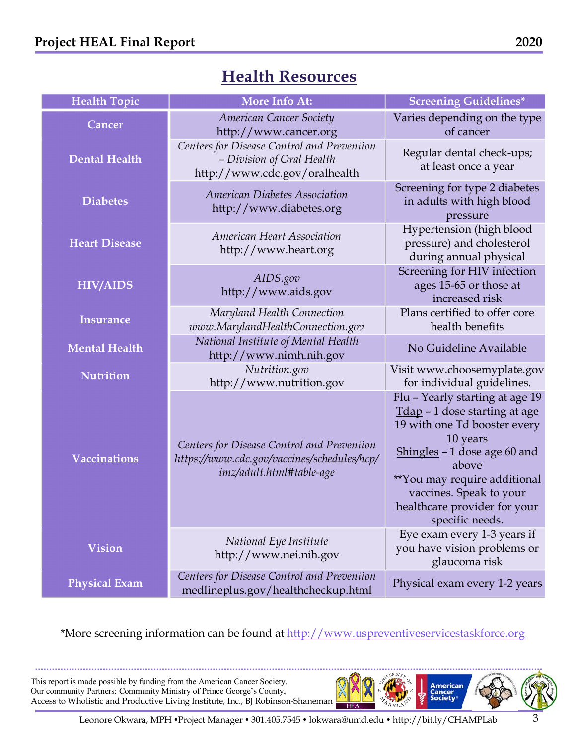## Health Resources

| Health Topic | More Info At: | Screening Guidelines* |
|---|---|---|
| **Cancer** | *American Cancer Society* http://www.cancer.org | Varies depending on the type of cancer |
| **Dental Health** | *Centers for Disease Control and Prevention – Division of Oral Health* http://www.cdc.gov/oralhealth | Regular dental check-ups; at least once a year |
| **Diabetes** | *American Diabetes Association* http://www.diabetes.org | Screening for type 2 diabetes in adults with high blood pressure |
| **Heart Disease** | *American Heart Association* http://www.heart.org | Hypertension (high blood pressure) and cholesterol during annual physical |
| **HIV/AIDS** | *AIDS.gov* http://www.aids.gov | Screening for HIV infection ages 15-65 or those at increased risk |
| **Insurance** | *Maryland Health Connection* *www.MarylandHealthConnection.gov* | Plans certified to offer core health benefits |
| **Mental Health** | *National Institute of Mental Health* http://www.nimh.nih.gov | No Guideline Available |
| **Nutrition** | *Nutrition.gov* http://www.nutrition.gov | Visit www.choosemyplate.gov for individual guidelines. |
| **Vaccinations** | *Centers for Disease Control and Prevention* *https://www.cdc.gov/vaccines/schedules/hcp/imz/adult.html#table-age* | Flu – Yearly starting at age 19<br>Tdap – 1 dose starting at age 19 with one Td booster every 10 years<br>Shingles – 1 dose age 60 and above<br>**You may require additional vaccines. Speak to your healthcare provider for your specific needs. |
| **Vision** | *National Eye Institute* http://www.nei.nih.gov | Eye exam every 1-3 years if you have vision problems or glaucoma risk |
| **Physical Exam** | *Centers for Disease Control and Prevention* medlineplus.gov/healthcheckup.html | Physical exam every 1-2 years |

*More screening information can be found at http://www.uspreventiveservicestaskforce.org

This report is made possible by funding from the American Cancer Society.
Our community Partners: Community Ministry of Prince George's County,
Access to Wholistic and Productive Living Institute, Inc., BJ Robinson-Shaneman

Leonore Okwara, MPH •Project Manager • 301.405.7545 • lokwara@umd.edu • http://bit.ly/CHAMPLab